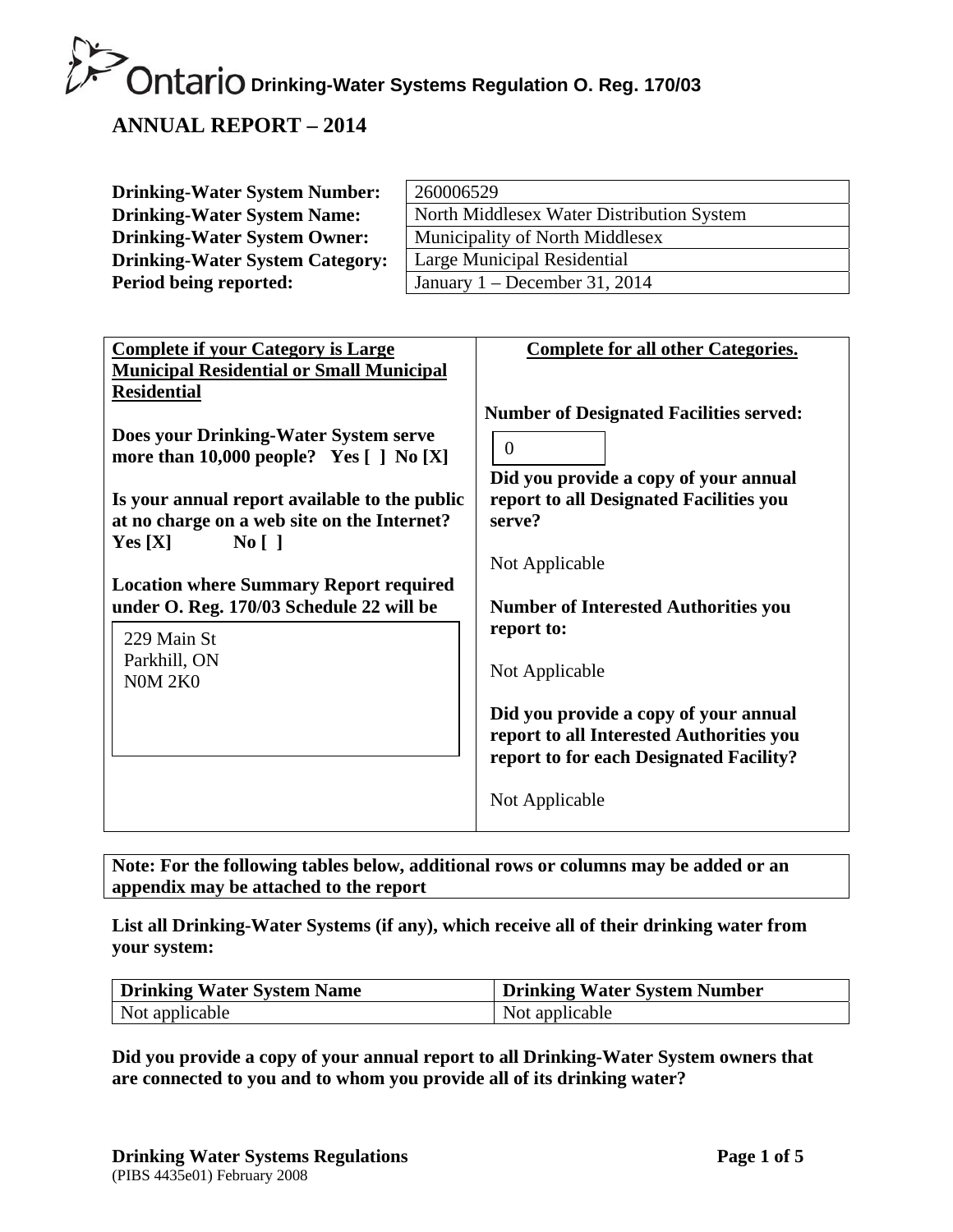# Ontario Drinking-Water Systems Regulation O. Reg. 170/03

## ANNUAL REPORT – 2014

| | |
|---|---|
| **Drinking-Water System Number:** | 260006529 |
| **Drinking-Water System Name:** | North Middlesex Water Distribution System |
| **Drinking-Water System Owner:** | Municipality of North Middlesex |
| **Drinking-Water System Category:** | Large Municipal Residential |
| **Period being reported:** | January 1 – December 31, 2014 |

| **Complete if your Category is Large Municipal Residential or Small Municipal Residential** | **Complete for all other Categories.** |
|---|---|
| **Does your Drinking-Water System serve more than 10,000 people? Yes [ ] No [X]** | **Number of Designated Facilities served:** 0 |
| **Is your annual report available to the public at no charge on a web site on the Internet? Yes [X] No [ ]** | **Did you provide a copy of your annual report to all Designated Facilities you serve?** Not Applicable |
| **Location where Summary Report required under O. Reg. 170/03 Schedule 22 will be** 229 Main St Parkhill, ON N0M 2K0 | **Number of Interested Authorities you report to:** Not Applicable |
| | **Did you provide a copy of your annual report to all Interested Authorities you report to for each Designated Facility?** Not Applicable |

**Note: For the following tables below, additional rows or columns may be added or an appendix may be attached to the report**

**List all Drinking-Water Systems (if any), which receive all of their drinking water from your system:**

| Drinking Water System Name | Drinking Water System Number |
|---|---|
| Not applicable | Not applicable |

**Did you provide a copy of your annual report to all Drinking-Water System owners that are connected to you and to whom you provide all of its drinking water?**

**Drinking Water Systems Regulations**
(PIBS 4435e01) February 2008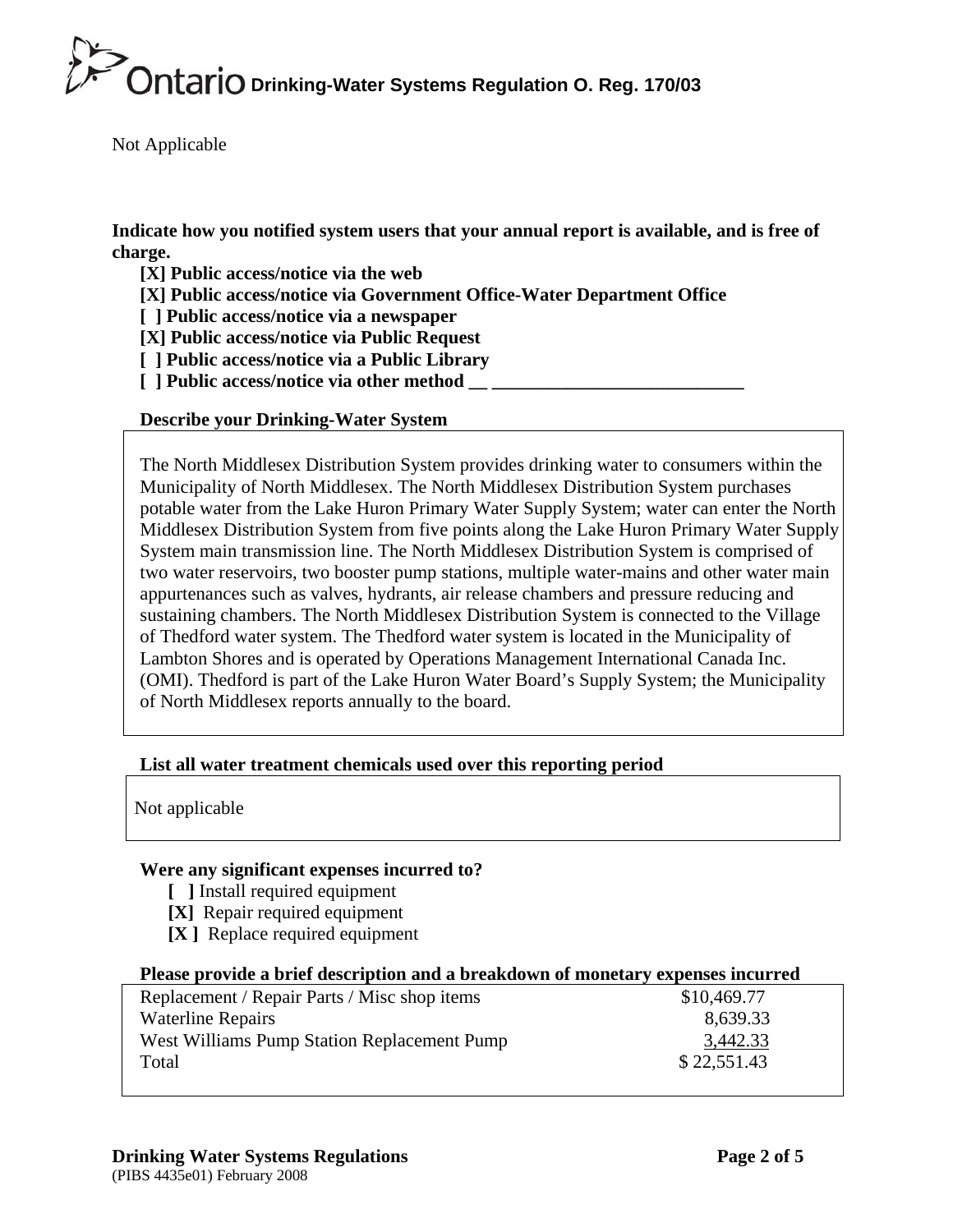Not Applicable

**Indicate how you notified system users that your annual report is available, and is free of charge.**

- **[X] Public access/notice via the web**
- **[X] Public access/notice via Government Office-Water Department Office**
- **[ ] Public access/notice via a newspaper**
- **[X] Public access/notice via Public Request**
- **[ ] Public access/notice via a Public Library**
- **[ ] Public access/notice via other method __ ____________________________**

**Describe your Drinking-Water System**

The North Middlesex Distribution System provides drinking water to consumers within the Municipality of North Middlesex. The North Middlesex Distribution System purchases potable water from the Lake Huron Primary Water Supply System; water can enter the North Middlesex Distribution System from five points along the Lake Huron Primary Water Supply System main transmission line. The North Middlesex Distribution System is comprised of two water reservoirs, two booster pump stations, multiple water-mains and other water main appurtenances such as valves, hydrants, air release chambers and pressure reducing and sustaining chambers. The North Middlesex Distribution System is connected to the Village of Thedford water system. The Thedford water system is located in the Municipality of Lambton Shores and is operated by Operations Management International Canada Inc. (OMI). Thedford is part of the Lake Huron Water Board's Supply System; the Municipality of North Middlesex reports annually to the board.

**List all water treatment chemicals used over this reporting period**

Not applicable

**Were any significant expenses incurred to?**

- **[ ]** Install required equipment
- **[X]** Repair required equipment
- **[X ]** Replace required equipment

**Please provide a brief description and a breakdown of monetary expenses incurred**

| Description | Amount |
|---|---|
| Replacement / Repair Parts / Misc shop items | $10,469.77 |
| Waterline Repairs | 8,639.33 |
| West Williams Pump Station Replacement Pump | 3,442.33 |
| Total | $ 22,551.43 |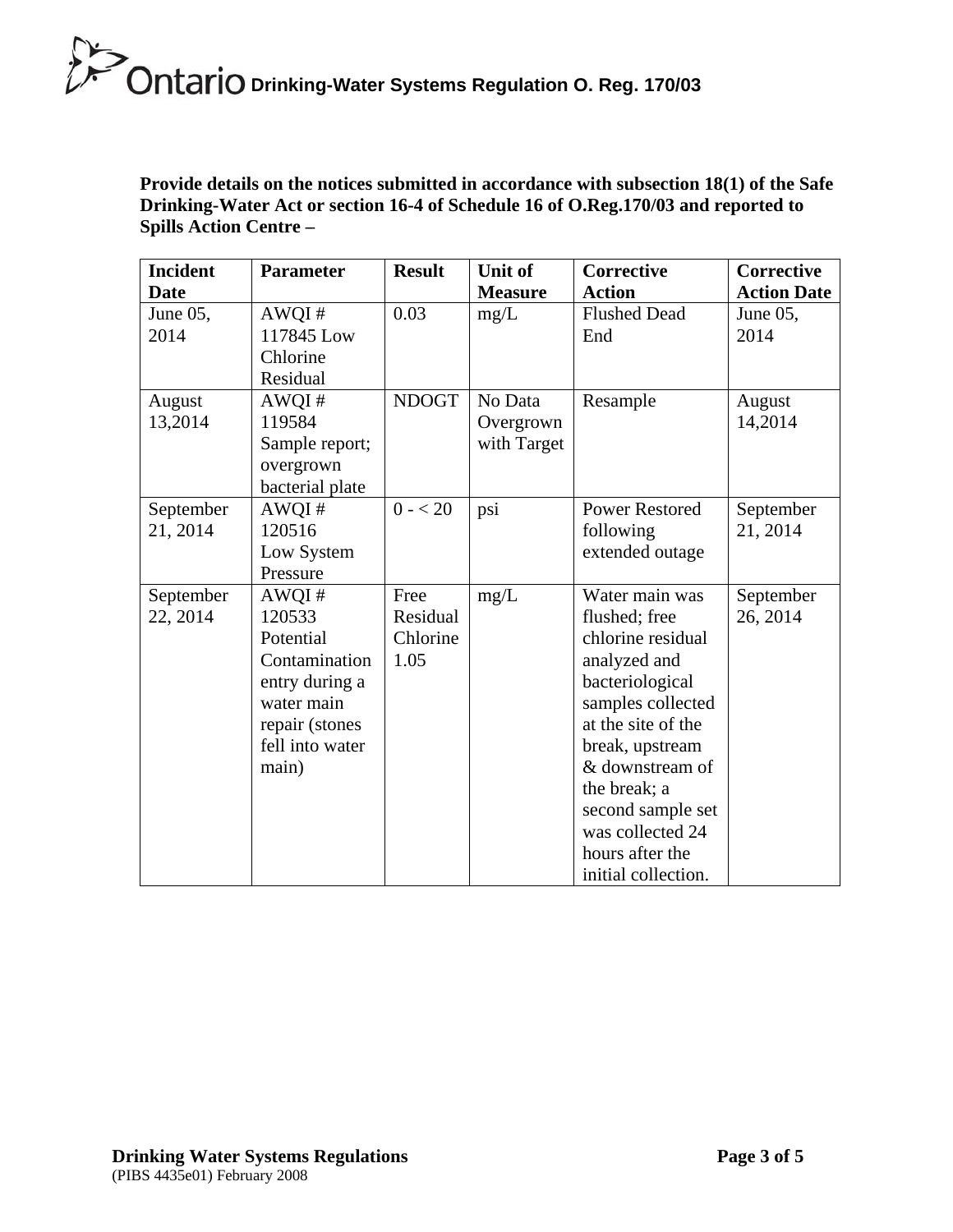**Provide details on the notices submitted in accordance with subsection 18(1) of the Safe Drinking-Water Act or section 16-4 of Schedule 16 of O.Reg.170/03 and reported to Spills Action Centre –**

| Incident Date | Parameter | Result | Unit of Measure | Corrective Action | Corrective Action Date |
|---|---|---|---|---|---|
| June 05, 2014 | AWQI # 117845 Low Chlorine Residual | 0.03 | mg/L | Flushed Dead End | June 05, 2014 |
| August 13,2014 | AWQI # 119584 Sample report; overgrown bacterial plate | NDOGT | No Data Overgrown with Target | Resample | August 14,2014 |
| September 21, 2014 | AWQI # 120516 Low System Pressure | 0 - < 20 | psi | Power Restored following extended outage | September 21, 2014 |
| September 22, 2014 | AWQI # 120533 Potential Contamination entry during a water main repair (stones fell into water main) | Free Residual Chlorine 1.05 | mg/L | Water main was flushed; free chlorine residual analyzed and bacteriological samples collected at the site of the break, upstream & downstream of the break; a second sample set was collected 24 hours after the initial collection. | September 26, 2014 |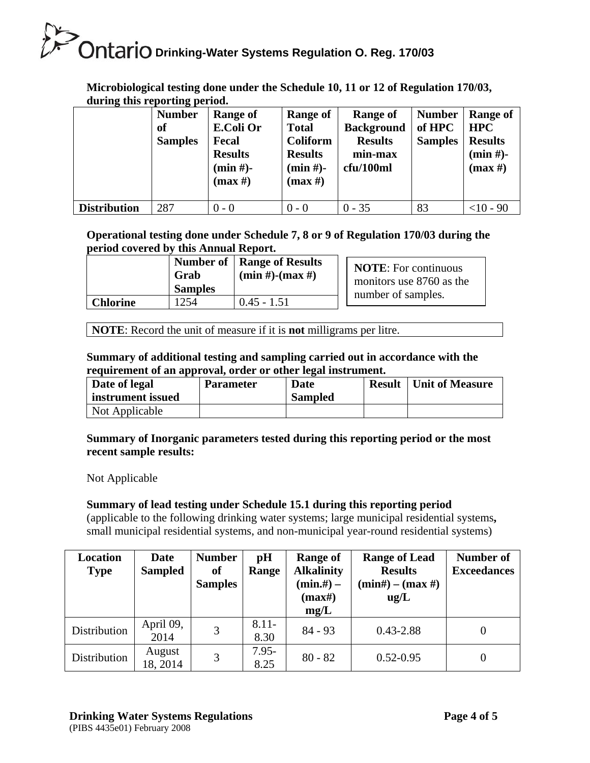**Microbiological testing done under the Schedule 10, 11 or 12 of Regulation 170/03, during this reporting period.**

| | Number of Samples | Range of E.Coli Or Fecal Results (min #)-(max #) | Range of Total Coliform Results (min #)-(max #) | Range of Background Results min-max cfu/100ml | Number of HPC Samples | Range of HPC Results (min #)-(max #) |
|---|---|---|---|---|---|---|
| **Distribution** | 287 | 0 - 0 | 0 - 0 | 0 - 35 | 83 | <10 - 90 |

**Operational testing done under Schedule 7, 8 or 9 of Regulation 170/03 during the period covered by this Annual Report.**

| | Number of Grab Samples | Range of Results (min #)-(max #) |
|---|---|---|
| **Chlorine** | 1254 | 0.45 - 1.51 |

**NOTE**: For continuous monitors use 8760 as the number of samples.

**NOTE**: Record the unit of measure if it is **not** milligrams per litre.

**Summary of additional testing and sampling carried out in accordance with the requirement of an approval, order or other legal instrument.**

| Date of legal instrument issued | Parameter | Date Sampled | Result | Unit of Measure |
|---|---|---|---|---|
| Not Applicable | | | | |

**Summary of Inorganic parameters tested during this reporting period or the most recent sample results:**

Not Applicable

**Summary of lead testing under Schedule 15.1 during this reporting period**
(applicable to the following drinking water systems; large municipal residential systems**,** small municipal residential systems, and non-municipal year-round residential systems)

| Location Type | Date Sampled | Number of Samples | pH Range | Range of Alkalinity (min.#) – (max#) mg/L | Range of Lead Results (min#) – (max #) ug/L | Number of Exceedances |
|---|---|---|---|---|---|---|
| Distribution | April 09, 2014 | 3 | 8.11-8.30 | 84 - 93 | 0.43-2.88 | 0 |
| Distribution | August 18, 2014 | 3 | 7.95-8.25 | 80 - 82 | 0.52-0.95 | 0 |

**Drinking Water Systems Regulations**
(PIBS 4435e01) February 2008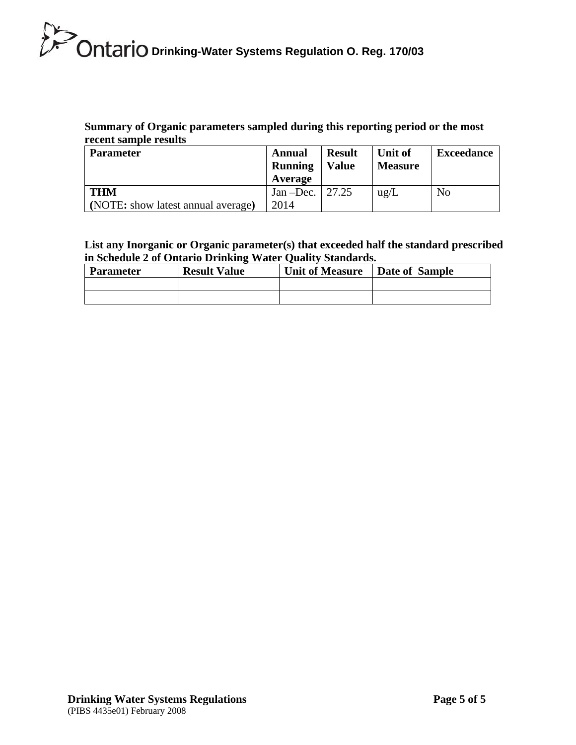**Summary of Organic parameters sampled during this reporting period or the most recent sample results**

| Parameter | Annual Running Average | Result Value | Unit of Measure | Exceedance |
|---|---|---|---|---|
| **THM** **(**NOTE**:** show latest annual average**)** | Jan –Dec. 2014 | 27.25 | ug/L | No |

**List any Inorganic or Organic parameter(s) that exceeded half the standard prescribed in Schedule 2 of Ontario Drinking Water Quality Standards.**

| Parameter | Result Value | Unit of Measure | Date of Sample |
|---|---|---|---|
| | | | |
| | | | |